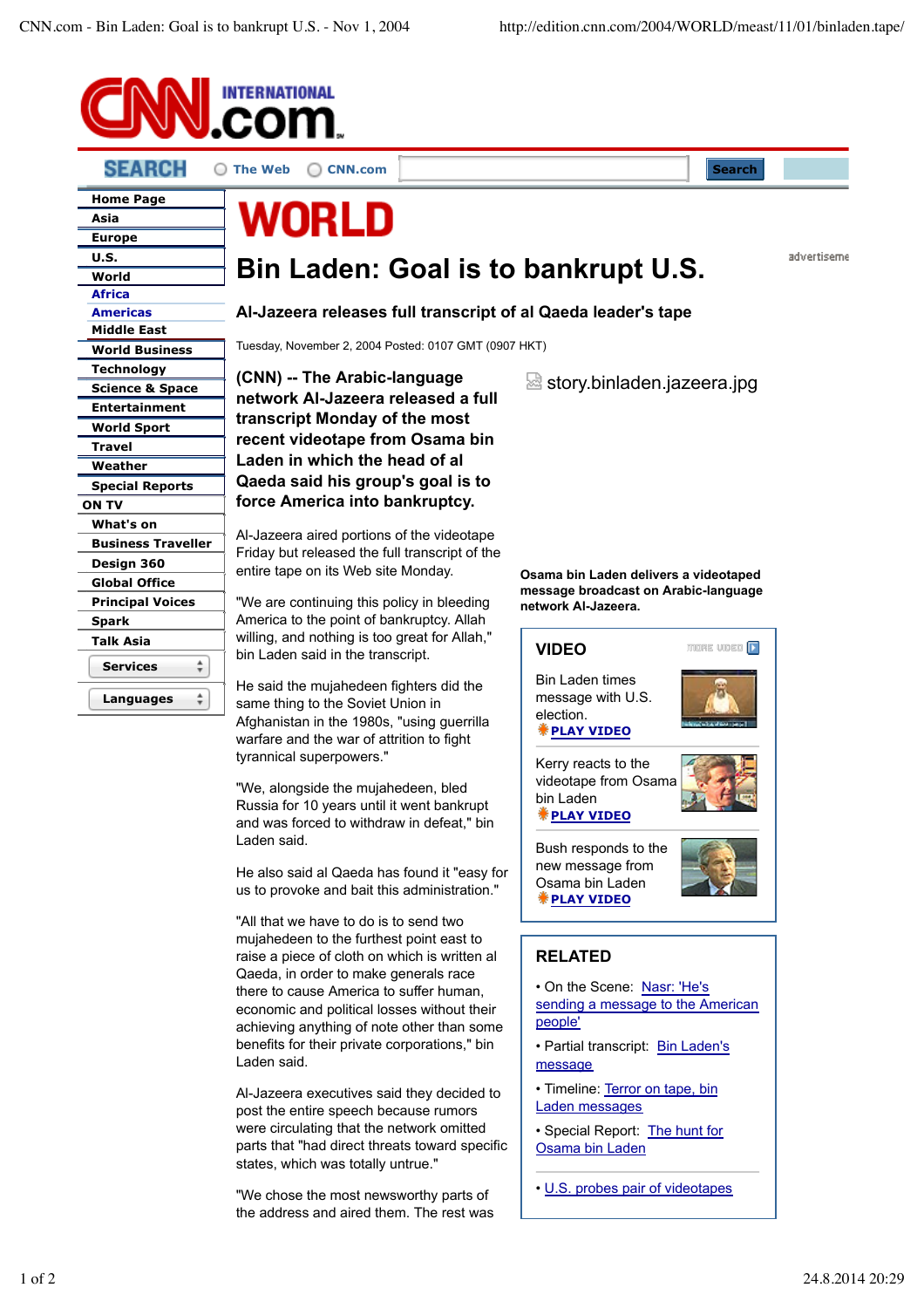# WORLD

# Bin Laden: Goal is to bankrupt U.S.

## Al-Jazeera releases full transcript of al Qaeda leader's tape

Tuesday, November 2, 2004 Posted: 0107 GMT (0907 HKT)

**(CNN) -- The Arabic-language network Al-Jazeera released a full transcript Monday of the most recent videotape from Osama bin Laden in which the head of al Qaeda said his group's goal is to force America into bankruptcy.**

story.binladen.jazeera.jpg

**Osama bin Laden delivers a videotaped message broadcast on Arabic-language network Al-Jazeera.**

Al-Jazeera aired portions of the videotape Friday but released the full transcript of the entire tape on its Web site Monday.

"We are continuing this policy in bleeding America to the point of bankruptcy. Allah willing, and nothing is too great for Allah," bin Laden said in the transcript.

He said the mujahedeen fighters did the same thing to the Soviet Union in Afghanistan in the 1980s, "using guerrilla warfare and the war of attrition to fight tyrannical superpowers."

"We, alongside the mujahedeen, bled Russia for 10 years until it went bankrupt and was forced to withdraw in defeat," bin Laden said.

He also said al Qaeda has found it "easy for us to provoke and bait this administration."

"All that we have to do is to send two mujahedeen to the furthest point east to raise a piece of cloth on which is written al Qaeda, in order to make generals race there to cause America to suffer human, economic and political losses without their achieving anything of note other than some benefits for their private corporations," bin Laden said.

Al-Jazeera executives said they decided to post the entire speech because rumors were circulating that the network omitted parts that "had direct threats toward specific states, which was totally untrue."

"We chose the most newsworthy parts of the address and aired them. The rest was

### VIDEO

Bin Laden times message with U.S. election.
PLAY VIDEO

Kerry reacts to the videotape from Osama bin Laden
PLAY VIDEO

Bush responds to the new message from Osama bin Laden
PLAY VIDEO

### RELATED

- On the Scene: Nasr: 'He's sending a message to the American people'
- Partial transcript: Bin Laden's message
- Timeline: Terror on tape, bin Laden messages
- Special Report: The hunt for Osama bin Laden

- U.S. probes pair of videotapes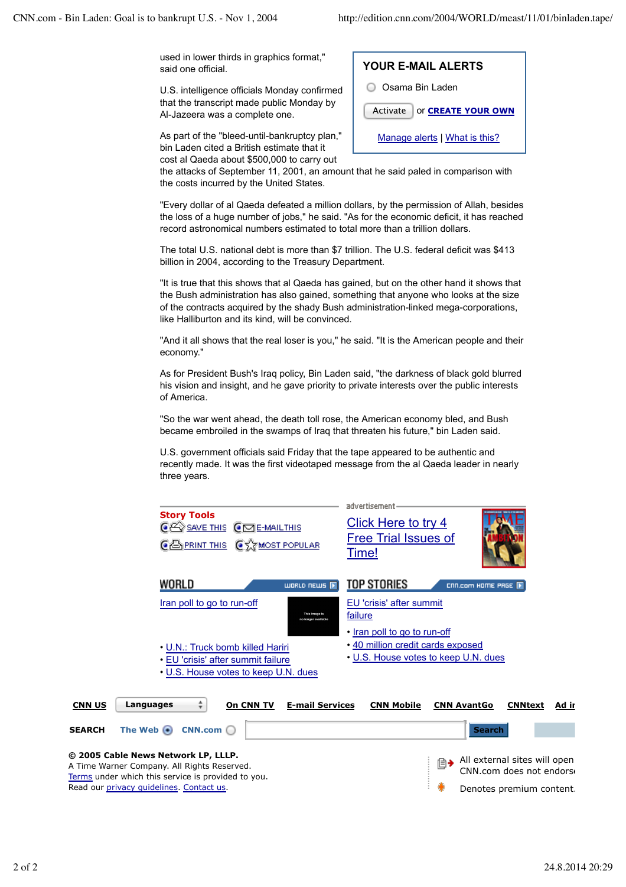used in lower thirds in graphics format," said one official.

U.S. intelligence officials Monday confirmed that the transcript made public Monday by Al-Jazeera was a complete one.

As part of the "bleed-until-bankruptcy plan," bin Laden cited a British estimate that it cost al Qaeda about $500,000 to carry out the attacks of September 11, 2001, an amount that he said paled in comparison with the costs incurred by the United States.

"Every dollar of al Qaeda defeated a million dollars, by the permission of Allah, besides the loss of a huge number of jobs," he said. "As for the economic deficit, it has reached record astronomical numbers estimated to total more than a trillion dollars.

The total U.S. national debt is more than $7 trillion. The U.S. federal deficit was $413 billion in 2004, according to the Treasury Department.

"It is true that this shows that al Qaeda has gained, but on the other hand it shows that the Bush administration has also gained, something that anyone who looks at the size of the contracts acquired by the shady Bush administration-linked mega-corporations, like Halliburton and its kind, will be convinced.

"And it all shows that the real loser is you," he said. "It is the American people and their economy."

As for President Bush's Iraq policy, Bin Laden said, "the darkness of black gold blurred his vision and insight, and he gave priority to private interests over the public interests of America.

"So the war went ahead, the death toll rose, the American economy bled, and Bush became embroiled in the swamps of Iraq that threaten his future," bin Laden said.

U.S. government officials said Friday that the tape appeared to be authentic and recently made. It was the first videotaped message from the al Qaeda leader in nearly three years.

**YOUR E-MAIL ALERTS**

Osama Bin Laden

Activate or CREATE YOUR OWN

Manage alerts | What is this?

**Story Tools**

SAVE THIS | E-MAIL THIS | PRINT THIS | MOST POPULAR

advertisement

Click Here to try 4 Free Trial Issues of Time!

**WORLD** — WORLD NEWS

Iran poll to go to run-off

This image is no longer available

- U.N.: Truck bomb killed Hariri
- EU 'crisis' after summit failure
- U.S. House votes to keep U.N. dues

**TOP STORIES** — CNN.com HOME PAGE

EU 'crisis' after summit failure

- Iran poll to go to run-off
- 40 million credit cards exposed
- U.S. House votes to keep U.N. dues

CNN US | Languages | On CNN TV | E-mail Services | CNN Mobile | CNN AvantGo | CNNtext | Ad in

SEARCH The Web CNN.com Search

**© 2005 Cable News Network LP, LLLP.**
A Time Warner Company. All Rights Reserved.
Terms under which this service is provided to you.
Read our privacy guidelines. Contact us.

All external sites will open
CNN.com does not endorse

Denotes premium content.